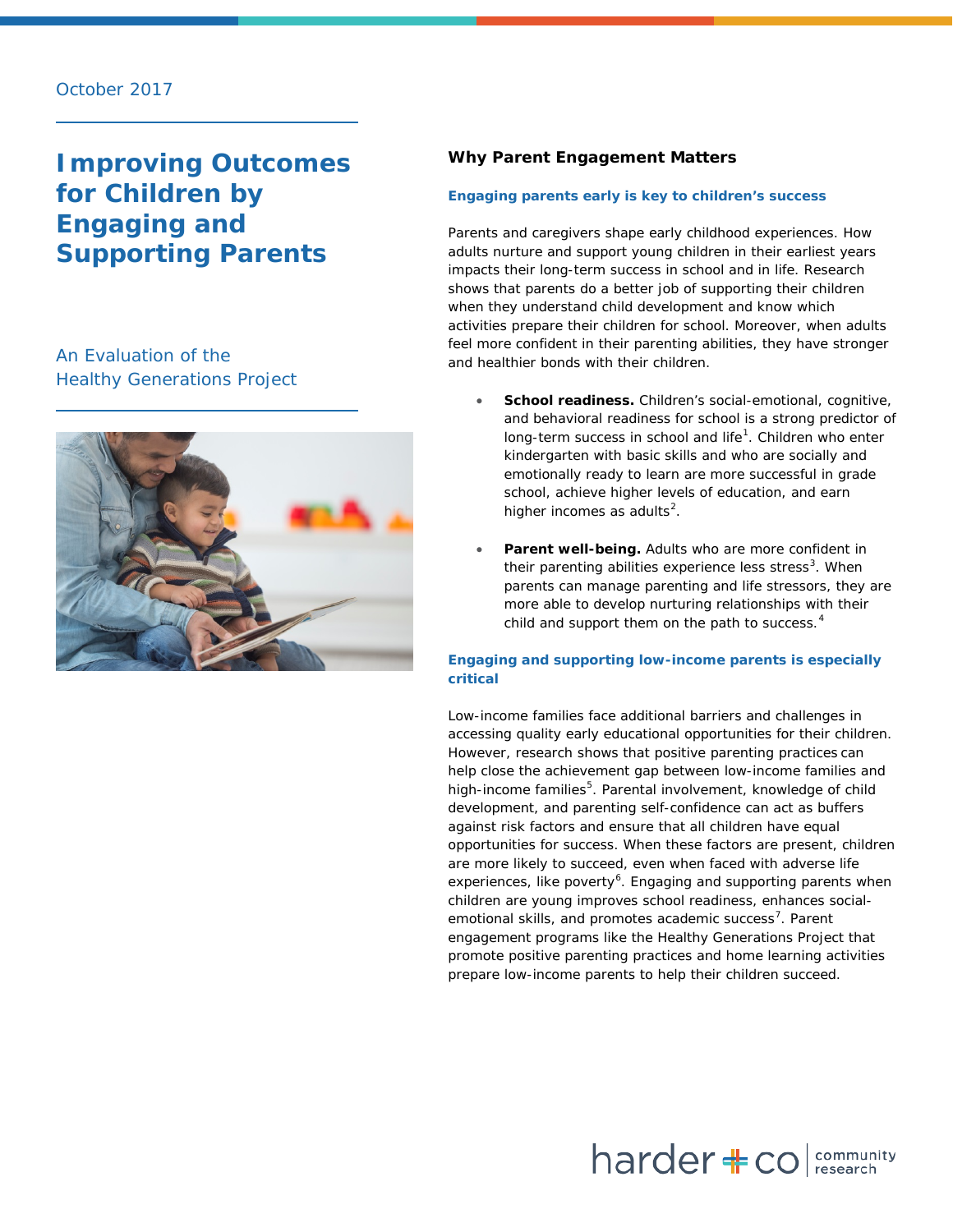October 2017

# Improving Outcomes for Children by Engaging and Supporting Parents

An Evaluation of the Healthy Generations Project

## Why Parent Engagement Matters

### Engaging parents early is key to children's success

Parents and caregivers shape early childhood experiences. How adults nurture and support young children in their earliest years impacts their long-term success in school and in life. Research shows that parents do a better job of supporting their children when they understand child development and know which activities prepare their children for school. Moreover, when adults feel more confident in their parenting abilities, they have stronger and healthier bonds with their children.

- **School readiness.** Children's social-emotional, cognitive, and behavioral readiness for school is a strong predictor of long-term success in school and life[1]. Children who enter kindergarten with basic skills and who are socially and emotionally ready to learn are more successful in grade school, achieve higher levels of education, and earn higher incomes as adults[2].

- **Parent well-being.** Adults who are more confident in their parenting abilities experience less stress[3]. When parents can manage parenting and life stressors, they are more able to develop nurturing relationships with their child and support them on the path to success.[4]

### Engaging and supporting low-income parents is especially critical

Low-income families face additional barriers and challenges in accessing quality early educational opportunities for their children. However, research shows that positive parenting practices can help close the achievement gap between low-income families and high-income families[5]. Parental involvement, knowledge of child development, and parenting self-confidence can act as buffers against risk factors and ensure that all children have equal opportunities for success. When these factors are present, children are more likely to succeed, even when faced with adverse life experiences, like poverty[6]. Engaging and supporting parents when children are young improves school readiness, enhances social-emotional skills, and promotes academic success[7]. Parent engagement programs like the Healthy Generations Project that promote positive parenting practices and home learning activities prepare low-income parents to help their children succeed.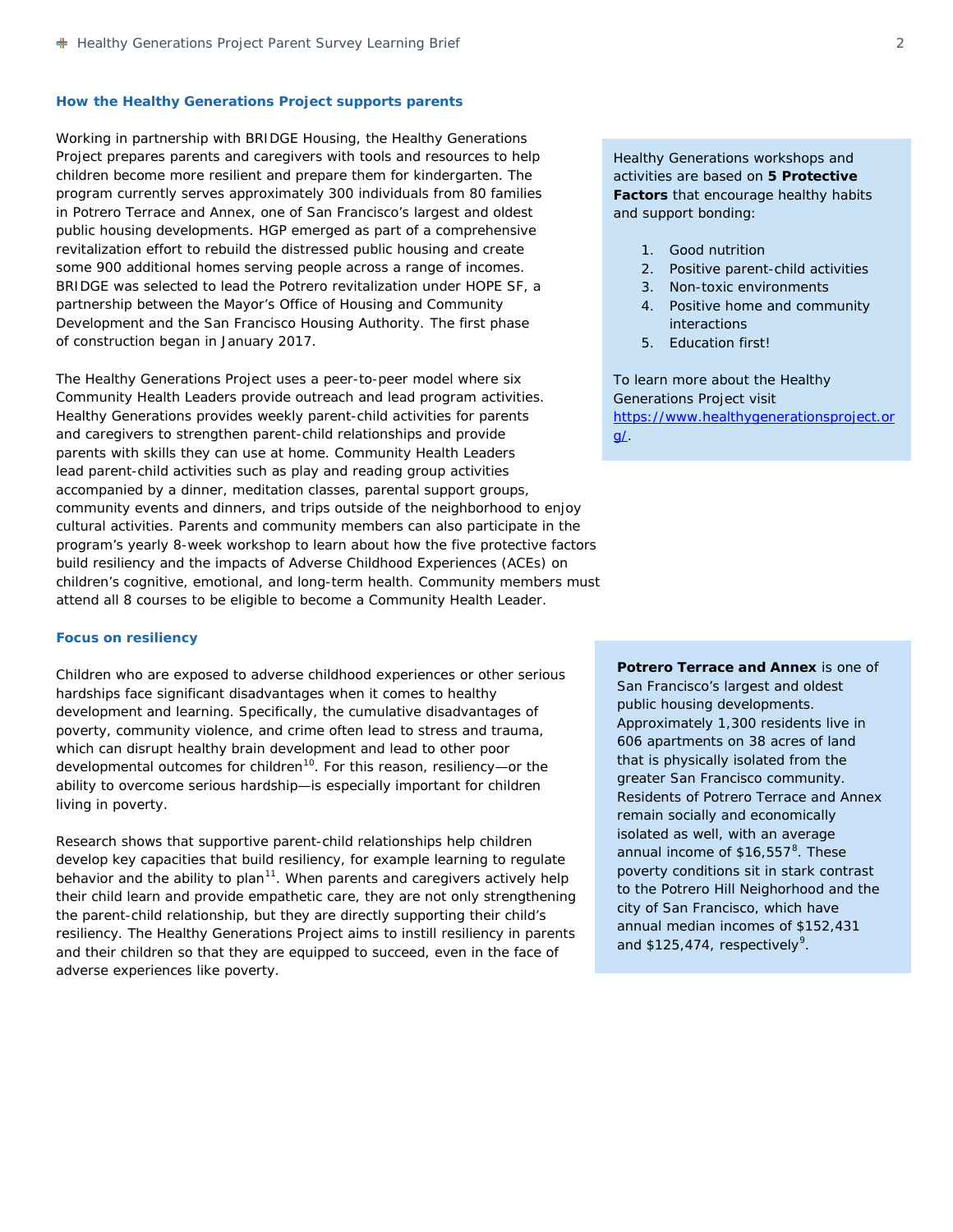## How the Healthy Generations Project supports parents

Working in partnership with BRIDGE Housing, the Healthy Generations Project prepares parents and caregivers with tools and resources to help children become more resilient and prepare them for kindergarten. The program currently serves approximately 300 individuals from 80 families in Potrero Terrace and Annex, one of San Francisco's largest and oldest public housing developments. HGP emerged as part of a comprehensive revitalization effort to rebuild the distressed public housing and create some 900 additional homes serving people across a range of incomes. BRIDGE was selected to lead the Potrero revitalization under HOPE SF, a partnership between the Mayor's Office of Housing and Community Development and the San Francisco Housing Authority. The first phase of construction began in January 2017.

The Healthy Generations Project uses a peer-to-peer model where six Community Health Leaders provide outreach and lead program activities. Healthy Generations provides weekly parent-child activities for parents and caregivers to strengthen parent-child relationships and provide parents with skills they can use at home. Community Health Leaders lead parent-child activities such as play and reading group activities accompanied by a dinner, meditation classes, parental support groups, community events and dinners, and trips outside of the neighborhood to enjoy cultural activities. Parents and community members can also participate in the program's yearly 8-week workshop to learn about how the five protective factors build resiliency and the impacts of Adverse Childhood Experiences (ACEs) on children's cognitive, emotional, and long-term health. Community members must attend all 8 courses to be eligible to become a Community Health Leader.

Healthy Generations workshops and activities are based on **5 Protective Factors** that encourage healthy habits and support bonding:

1. Good nutrition
2. Positive parent-child activities
3. Non-toxic environments
4. Positive home and community interactions
5. Education first!

To learn more about the Healthy Generations Project visit https://www.healthygenerationsproject.org/.

## Focus on resiliency

Children who are exposed to adverse childhood experiences or other serious hardships face significant disadvantages when it comes to healthy development and learning. Specifically, the cumulative disadvantages of poverty, community violence, and crime often lead to stress and trauma, which can disrupt healthy brain development and lead to other poor developmental outcomes for children[10]. For this reason, resiliency—or the ability to overcome serious hardship—is especially important for children living in poverty.

Research shows that supportive parent-child relationships help children develop key capacities that build resiliency, for example learning to regulate behavior and the ability to plan[11]. When parents and caregivers actively help their child learn and provide empathetic care, they are not only strengthening the parent-child relationship, but they are directly supporting their child's resiliency. The Healthy Generations Project aims to instill resiliency in parents and their children so that they are equipped to succeed, even in the face of adverse experiences like poverty.

**Potrero Terrace and Annex** is one of San Francisco's largest and oldest public housing developments. Approximately 1,300 residents live in 606 apartments on 38 acres of land that is physically isolated from the greater San Francisco community. Residents of Potrero Terrace and Annex remain socially and economically isolated as well, with an average annual income of $16,557[8]. These poverty conditions sit in stark contrast to the Potrero Hill Neighborhood and the city of San Francisco, which have annual median incomes of $152,431 and $125,474, respectively[9].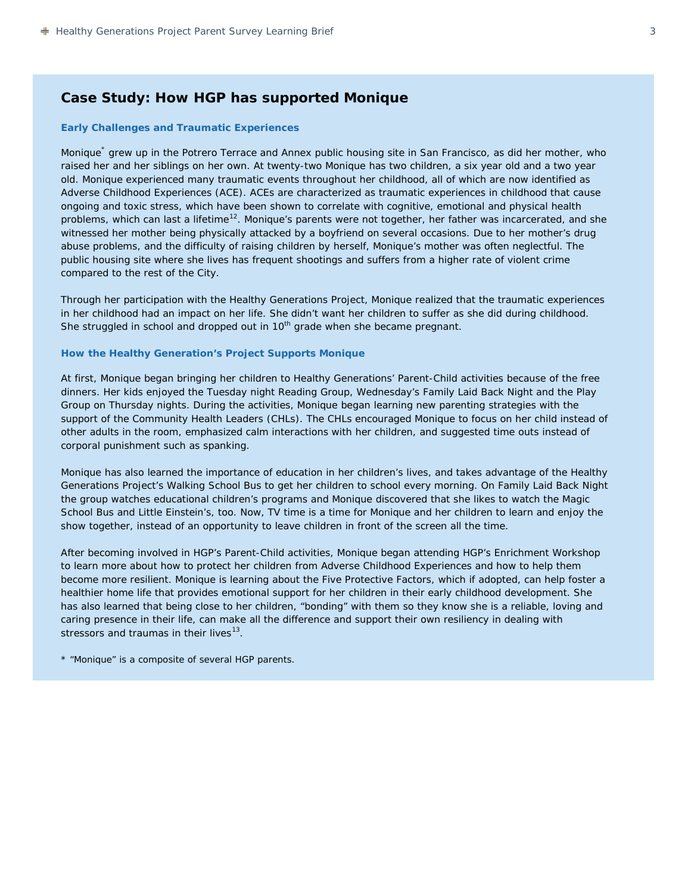## Case Study: How HGP has supported Monique

### Early Challenges and Traumatic Experiences

Monique* grew up in the Potrero Terrace and Annex public housing site in San Francisco, as did her mother, who raised her and her siblings on her own. At twenty-two Monique has two children, a six year old and a two year old. Monique experienced many traumatic events throughout her childhood, all of which are now identified as Adverse Childhood Experiences (ACE). ACEs are characterized as traumatic experiences in childhood that cause ongoing and toxic stress, which have been shown to correlate with cognitive, emotional and physical health problems, which can last a lifetime[12]. Monique's parents were not together, her father was incarcerated, and she witnessed her mother being physically attacked by a boyfriend on several occasions. Due to her mother's drug abuse problems, and the difficulty of raising children by herself, Monique's mother was often neglectful. The public housing site where she lives has frequent shootings and suffers from a higher rate of violent crime compared to the rest of the City.

Through her participation with the Healthy Generations Project, Monique realized that the traumatic experiences in her childhood had an impact on her life. She didn't want her children to suffer as she did during childhood. She struggled in school and dropped out in 10th grade when she became pregnant.

### How the Healthy Generation's Project Supports Monique

At first, Monique began bringing her children to Healthy Generations' Parent-Child activities because of the free dinners. Her kids enjoyed the Tuesday night Reading Group, Wednesday's Family Laid Back Night and the Play Group on Thursday nights. During the activities, Monique began learning new parenting strategies with the support of the Community Health Leaders (CHLs). The CHLs encouraged Monique to focus on her child instead of other adults in the room, emphasized calm interactions with her children, and suggested time outs instead of corporal punishment such as spanking.

Monique has also learned the importance of education in her children's lives, and takes advantage of the Healthy Generations Project's Walking School Bus to get her children to school every morning. On Family Laid Back Night the group watches educational children's programs and Monique discovered that she likes to watch the Magic School Bus and Little Einstein's, too. Now, TV time is a time for Monique and her children to learn and enjoy the show together, instead of an opportunity to leave children in front of the screen all the time.

After becoming involved in HGP's Parent-Child activities, Monique began attending HGP's Enrichment Workshop to learn more about how to protect her children from Adverse Childhood Experiences and how to help them become more resilient. Monique is learning about the Five Protective Factors, which if adopted, can help foster a healthier home life that provides emotional support for her children in their early childhood development. She has also learned that being close to her children, "bonding" with them so they know she is a reliable, loving and caring presence in their life, can make all the difference and support their own resiliency in dealing with stressors and traumas in their lives[13].

* "Monique" is a composite of several HGP parents.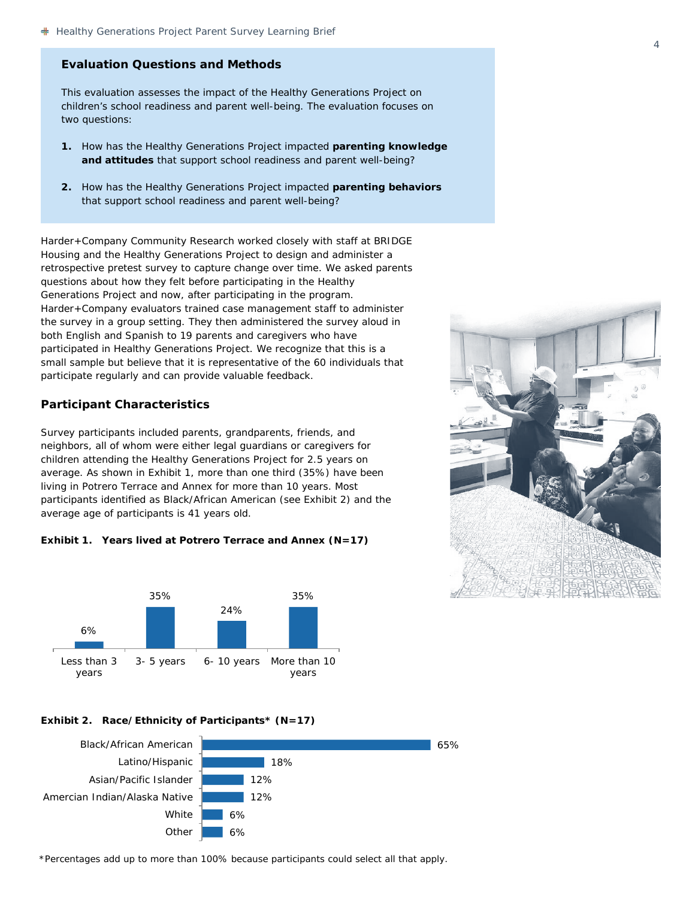## Evaluation Questions and Methods

This evaluation assesses the impact of the Healthy Generations Project on children's school readiness and parent well-being. The evaluation focuses on two questions:

1. How has the Healthy Generations Project impacted **parenting knowledge and attitudes** that support school readiness and parent well-being?
2. How has the Healthy Generations Project impacted **parenting behaviors** that support school readiness and parent well-being?

Harder+Company Community Research worked closely with staff at BRIDGE Housing and the Healthy Generations Project to design and administer a retrospective pretest survey to capture change over time. We asked parents questions about how they felt before participating in the Healthy Generations Project and now, after participating in the program. Harder+Company evaluators trained case management staff to administer the survey in a group setting. They then administered the survey aloud in both English and Spanish to 19 parents and caregivers who have participated in Healthy Generations Project. We recognize that this is a small sample but believe that it is representative of the 60 individuals that participate regularly and can provide valuable feedback.

## Participant Characteristics

Survey participants included parents, grandparents, friends, and neighbors, all of whom were either legal guardians or caregivers for children attending the Healthy Generations Project for 2.5 years on average. As shown in Exhibit 1, more than one third (35%) have been living in Potrero Terrace and Annex for more than 10 years. Most participants identified as Black/African American (see Exhibit 2) and the average age of participants is 41 years old.

**Exhibit 1. Years lived at Potrero Terrace and Annex (N=17)**

| Years | Percent |
|---|---|
| Less than 3 years | 6% |
| 3- 5 years | 35% |
| 6- 10 years | 24% |
| More than 10 years | 35% |

**Exhibit 2. Race/Ethnicity of Participants* (N=17)**

| Race/Ethnicity | Percent |
|---|---|
| Black/African American | 65% |
| Latino/Hispanic | 18% |
| Asian/Pacific Islander | 12% |
| Amercian Indian/Alaska Native | 12% |
| White | 6% |
| Other | 6% |

*Percentages add up to more than 100% because participants could select all that apply.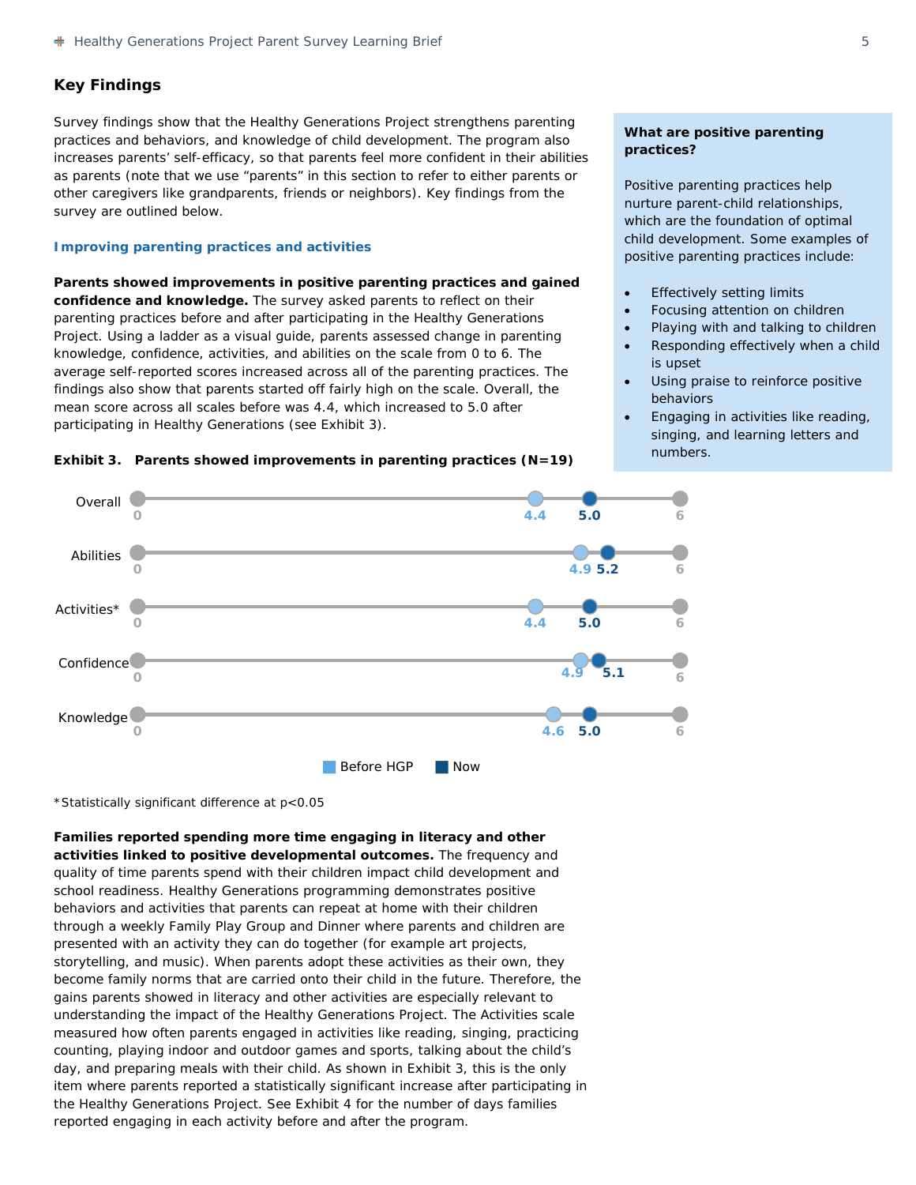## Key Findings

Survey findings show that the Healthy Generations Project strengthens parenting practices and behaviors, and knowledge of child development. The program also increases parents' self-efficacy, so that parents feel more confident in their abilities as parents (note that we use "parents" in this section to refer to either parents or other caregivers like grandparents, friends or neighbors). Key findings from the survey are outlined below.

> **What are positive parenting practices?**
>
> Positive parenting practices help nurture parent-child relationships, which are the foundation of optimal child development. Some examples of positive parenting practices include:
>
> - Effectively setting limits
> - Focusing attention on children
> - Playing with and talking to children
> - Responding effectively when a child is upset
> - Using praise to reinforce positive behaviors
> - Engaging in activities like reading, singing, and learning letters and numbers.

### Improving parenting practices and activities

**Parents showed improvements in positive parenting practices and gained confidence and knowledge.** The survey asked parents to reflect on their parenting practices before and after participating in the Healthy Generations Project. Using a ladder as a visual guide, parents assessed change in parenting knowledge, confidence, activities, and abilities on the scale from 0 to 6. The average self-reported scores increased across all of the parenting practices. The findings also show that parents started off fairly high on the scale. Overall, the mean score across all scales before was 4.4, which increased to 5.0 after participating in Healthy Generations (see Exhibit 3).

**Exhibit 3. Parents showed improvements in parenting practices (N=19)**

| Scale (0–6) | Before HGP | Now |
|---|---|---|
| Overall | 4.4 | 5.0 |
| Abilities | 4.9 | 5.2 |
| Activities* | 4.4 | 5.0 |
| Confidence | 4.9 | 5.1 |
| Knowledge | 4.6 | 5.0 |

*Statistically significant difference at $p<0.05$

**Families reported spending more time engaging in literacy and other activities linked to positive developmental outcomes.** The frequency and quality of time parents spend with their children impact child development and school readiness. Healthy Generations programming demonstrates positive behaviors and activities that parents can repeat at home with their children through a weekly Family Play Group and Dinner where parents and children are presented with an activity they can do together (for example art projects, storytelling, and music). When parents adopt these activities as their own, they become family norms that are carried onto their child in the future. Therefore, the gains parents showed in literacy and other activities are especially relevant to understanding the impact of the Healthy Generations Project. The Activities scale measured how often parents engaged in activities like reading, singing, practicing counting, playing indoor and outdoor games and sports, talking about the child's day, and preparing meals with their child. As shown in Exhibit 3, this is the only item where parents reported a statistically significant increase after participating in the Healthy Generations Project. See Exhibit 4 for the number of days families reported engaging in each activity before and after the program.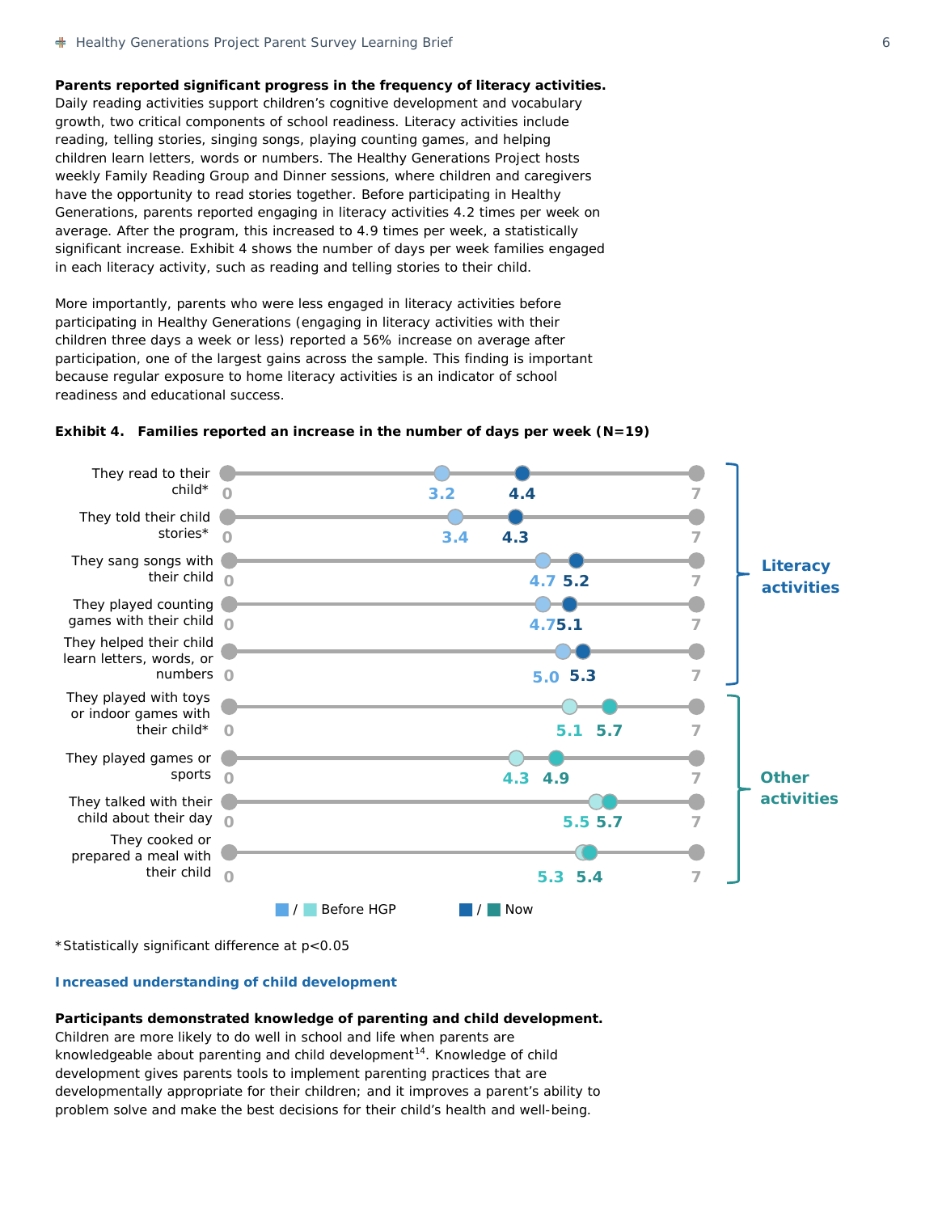**Parents reported significant progress in the frequency of literacy activities.** Daily reading activities support children's cognitive development and vocabulary growth, two critical components of school readiness. Literacy activities include reading, telling stories, singing songs, playing counting games, and helping children learn letters, words or numbers. The Healthy Generations Project hosts weekly Family Reading Group and Dinner sessions, where children and caregivers have the opportunity to read stories together. Before participating in Healthy Generations, parents reported engaging in literacy activities 4.2 times per week on average. After the program, this increased to 4.9 times per week, a statistically significant increase. Exhibit 4 shows the number of days per week families engaged in each literacy activity, such as reading and telling stories to their child.

More importantly, parents who were less engaged in literacy activities before participating in Healthy Generations (engaging in literacy activities with their children three days a week or less) reported a 56% increase on average after participation, one of the largest gains across the sample. This finding is important because regular exposure to home literacy activities is an indicator of school readiness and educational success.

**Exhibit 4. Families reported an increase in the number of days per week (N=19)**

| Category | Activity | Before HGP | Now |
|---|---|---|---|
| Literacy activities | They read to their child* | 3.2 | 4.4 |
| | They told their child stories* | 3.4 | 4.3 |
| | They sang songs with their child | 4.7 | 5.2 |
| | They played counting games with their child | 4.7 | 5.1 |
| | They helped their child learn letters, words, or numbers | 5.0 | 5.3 |
| Other activities | They played with toys or indoor games with their child* | 5.1 | 5.7 |
| | They played games or sports | 4.3 | 4.9 |
| | They talked with their child about their day | 5.5 | 5.7 |
| | They cooked or prepared a meal with their child | 5.3 | 5.4 |

Scale: 0 to 7 days per week.

*Statistically significant difference at $p<0.05$

### Increased understanding of child development

**Participants demonstrated knowledge of parenting and child development.** Children are more likely to do well in school and life when parents are knowledgeable about parenting and child development[14]. Knowledge of child development gives parents tools to implement parenting practices that are developmentally appropriate for their children; and it improves a parent's ability to problem solve and make the best decisions for their child's health and well-being.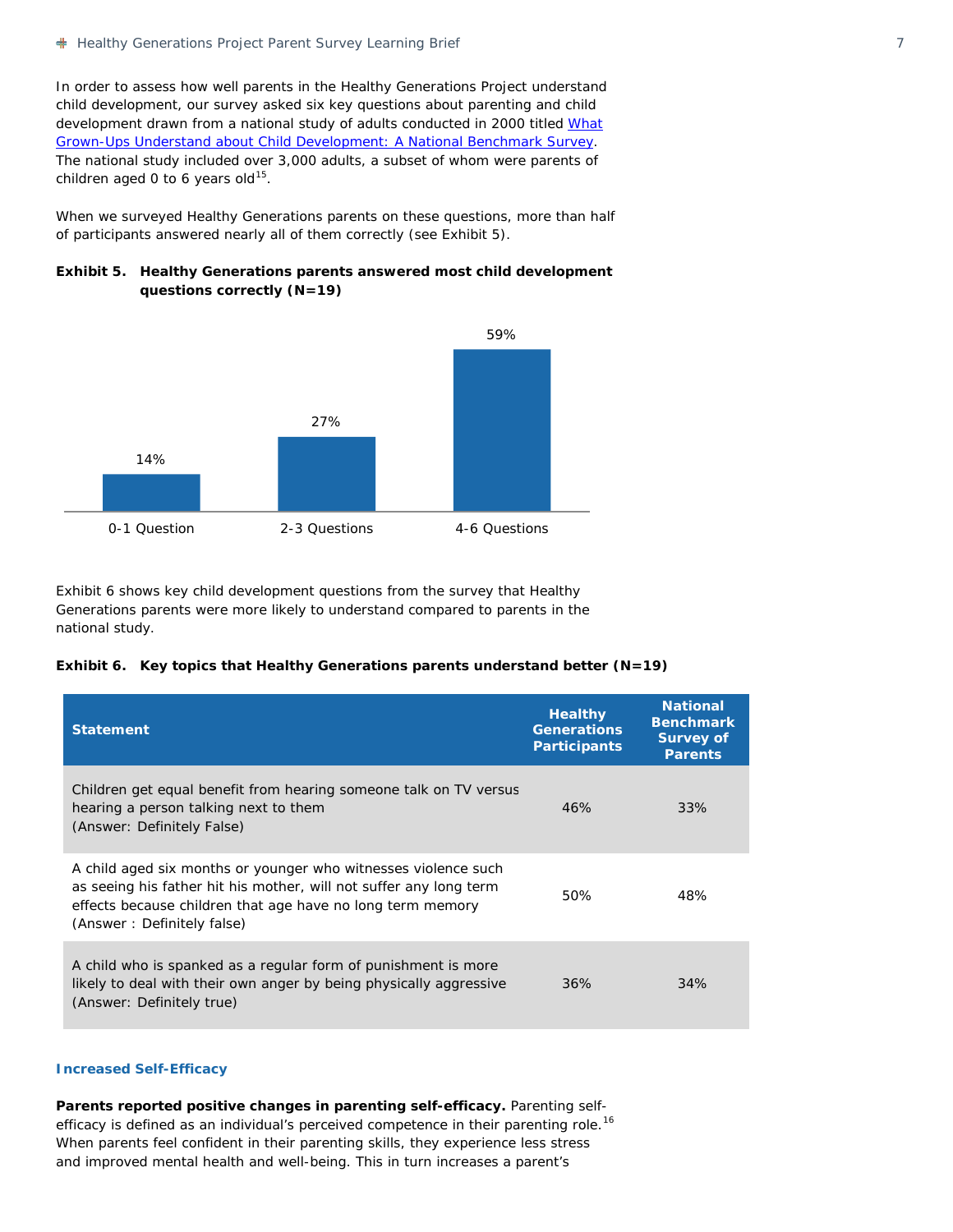In order to assess how well parents in the Healthy Generations Project understand child development, our survey asked six key questions about parenting and child development drawn from a national study of adults conducted in 2000 titled [What Grown-Ups Understand about Child Development: A National Benchmark Survey](). The national study included over 3,000 adults, a subset of whom were parents of children aged 0 to 6 years old[15].

When we surveyed Healthy Generations parents on these questions, more than half of participants answered nearly all of them correctly (see Exhibit 5).

**Exhibit 5. Healthy Generations parents answered most child development questions correctly (N=19)**

| 0-1 Question | 2-3 Questions | 4-6 Questions |
|---|---|---|
| 14% | 27% | 59% |

Exhibit 6 shows key child development questions from the survey that Healthy Generations parents were more likely to understand compared to parents in the national study.

**Exhibit 6. Key topics that Healthy Generations parents understand better (N=19)**

| Statement | Healthy Generations Participants | National Benchmark Survey of Parents |
|---|---|---|
| Children get equal benefit from hearing someone talk on TV versus hearing a person talking next to them (Answer: Definitely False) | 46% | 33% |
| A child aged six months or younger who witnesses violence such as seeing his father hit his mother, will not suffer any long term effects because children that age have no long term memory (Answer : Definitely false) | 50% | 48% |
| A child who is spanked as a regular form of punishment is more likely to deal with their own anger by being physically aggressive (Answer: Definitely true) | 36% | 34% |

### Increased Self-Efficacy

**Parents reported positive changes in parenting self-efficacy.** Parenting self-efficacy is defined as an individual's perceived competence in their parenting role.[16] When parents feel confident in their parenting skills, they experience less stress and improved mental health and well-being. This in turn increases a parent's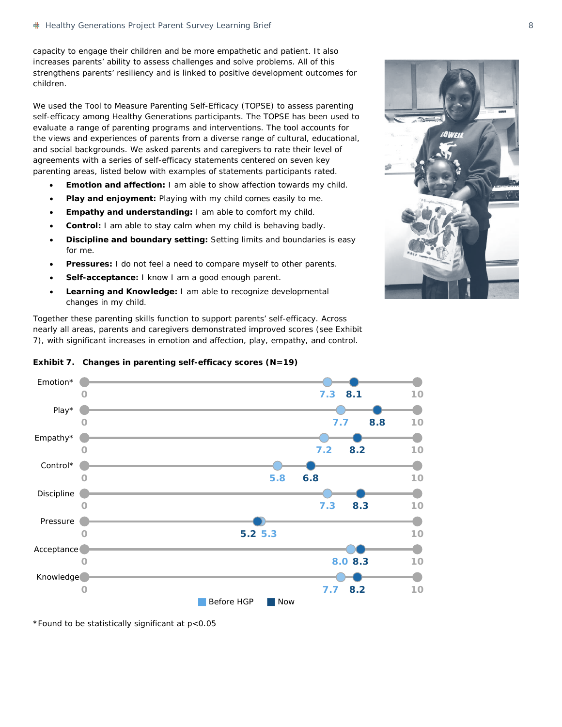capacity to engage their children and be more empathetic and patient. It also increases parents' ability to assess challenges and solve problems. All of this strengthens parents' resiliency and is linked to positive development outcomes for children.

We used the Tool to Measure Parenting Self-Efficacy (TOPSE) to assess parenting self-efficacy among Healthy Generations participants. The TOPSE has been used to evaluate a range of parenting programs and interventions. The tool accounts for the views and experiences of parents from a diverse range of cultural, educational, and social backgrounds. We asked parents and caregivers to rate their level of agreements with a series of self-efficacy statements centered on seven key parenting areas, listed below with examples of statements participants rated.

- **Emotion and affection:** I am able to show affection towards my child.
- **Play and enjoyment:** Playing with my child comes easily to me.
- **Empathy and understanding:** I am able to comfort my child.
- **Control:** I am able to stay calm when my child is behaving badly.
- **Discipline and boundary setting:** Setting limits and boundaries is easy for me.
- **Pressures:** I do not feel a need to compare myself to other parents.
- **Self-acceptance:** I know I am a good enough parent.
- **Learning and Knowledge:** I am able to recognize developmental changes in my child.

Together these parenting skills function to support parents' self-efficacy. Across nearly all areas, parents and caregivers demonstrated improved scores (see Exhibit 7), with significant increases in emotion and affection, play, empathy, and control.

**Exhibit 7. Changes in parenting self-efficacy scores (N=19)**

| Area | Before HGP | Now |
|---|---|---|
| Emotion* | 7.3 | 8.1 |
| Play* | 7.7 | 8.8 |
| Empathy* | 7.2 | 8.2 |
| Control* | 5.8 | 6.8 |
| Discipline | 7.3 | 8.3 |
| Pressure | 5.3 | 5.2 |
| Acceptance | 8.0 | 8.3 |
| Knowledge | 7.7 | 8.2 |

Scale: 0–10

*Found to be statistically significant at $p<0.05$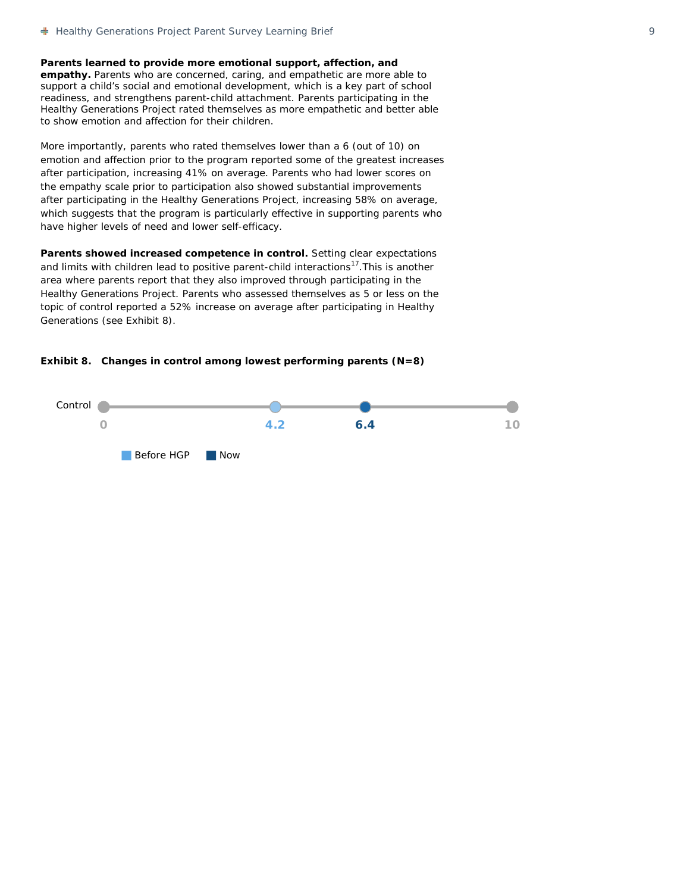**Parents learned to provide more emotional support, affection, and empathy.** Parents who are concerned, caring, and empathetic are more able to support a child's social and emotional development, which is a key part of school readiness, and strengthens parent-child attachment. Parents participating in the Healthy Generations Project rated themselves as more empathetic and better able to show emotion and affection for their children.

More importantly, parents who rated themselves lower than a 6 (out of 10) on emotion and affection prior to the program reported some of the greatest increases after participation, increasing 41% on average. Parents who had lower scores on the empathy scale prior to participation also showed substantial improvements after participating in the Healthy Generations Project, increasing 58% on average, which suggests that the program is particularly effective in supporting parents who have higher levels of need and lower self-efficacy.

**Parents showed increased competence in control.** Setting clear expectations and limits with children lead to positive parent-child interactions[17].This is another area where parents report that they also improved through participating in the Healthy Generations Project. Parents who assessed themselves as 5 or less on the topic of control reported a 52% increase on average after participating in Healthy Generations (see Exhibit 8).

**Exhibit 8. Changes in control among lowest performing parents (N=8)**

| | Scale min | Before HGP | Now | Scale max |
|---|---|---|---|---|
| Control | 0 | 4.2 | 6.4 | 10 |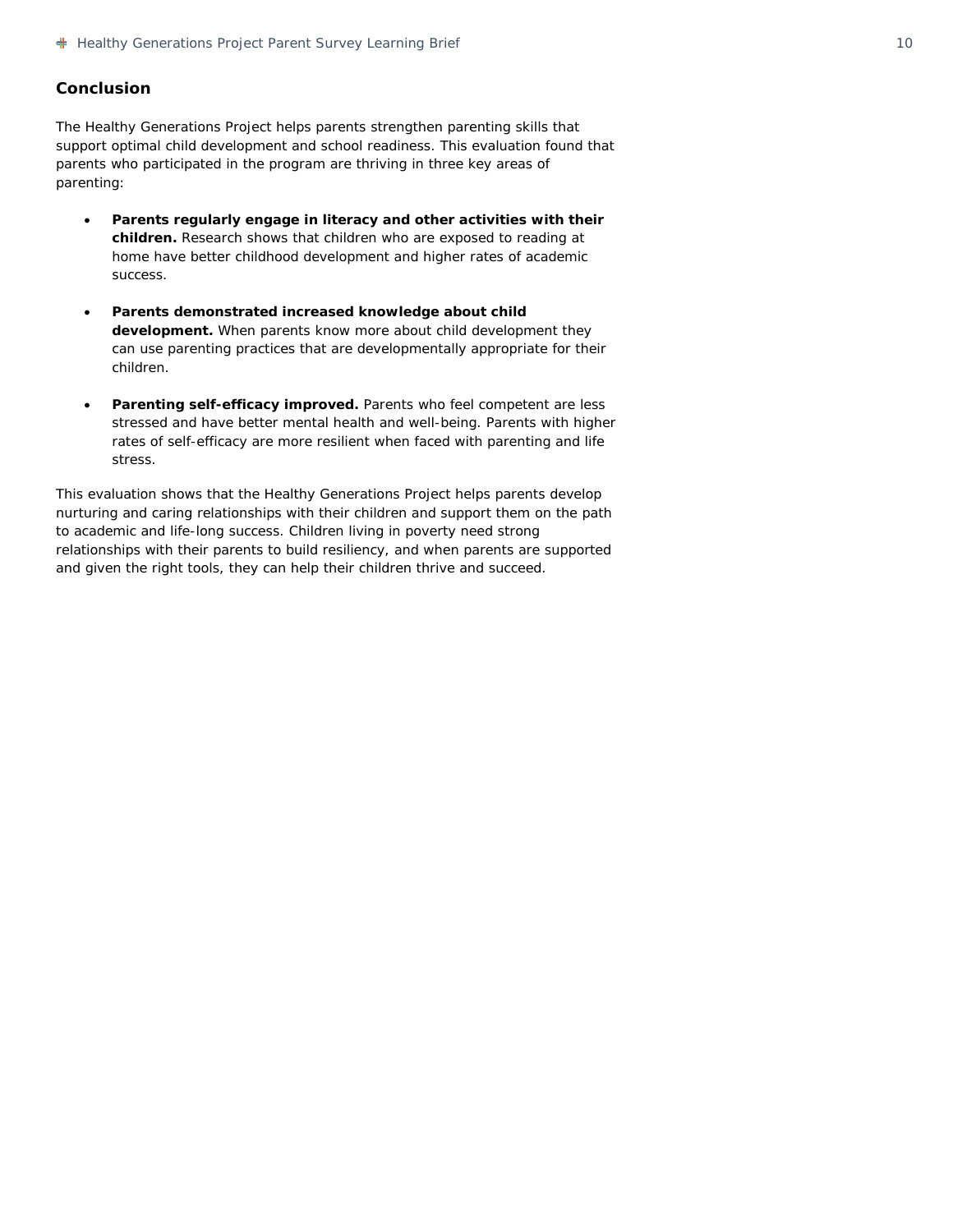## Conclusion

The Healthy Generations Project helps parents strengthen parenting skills that support optimal child development and school readiness. This evaluation found that parents who participated in the program are thriving in three key areas of parenting:

- **Parents regularly engage in literacy and other activities with their children.** Research shows that children who are exposed to reading at home have better childhood development and higher rates of academic success.

- **Parents demonstrated increased knowledge about child development.** When parents know more about child development they can use parenting practices that are developmentally appropriate for their children.

- **Parenting self-efficacy improved.** Parents who feel competent are less stressed and have better mental health and well-being. Parents with higher rates of self-efficacy are more resilient when faced with parenting and life stress.

This evaluation shows that the Healthy Generations Project helps parents develop nurturing and caring relationships with their children and support them on the path to academic and life-long success. Children living in poverty need strong relationships with their parents to build resiliency, and when parents are supported and given the right tools, they can help their children thrive and succeed.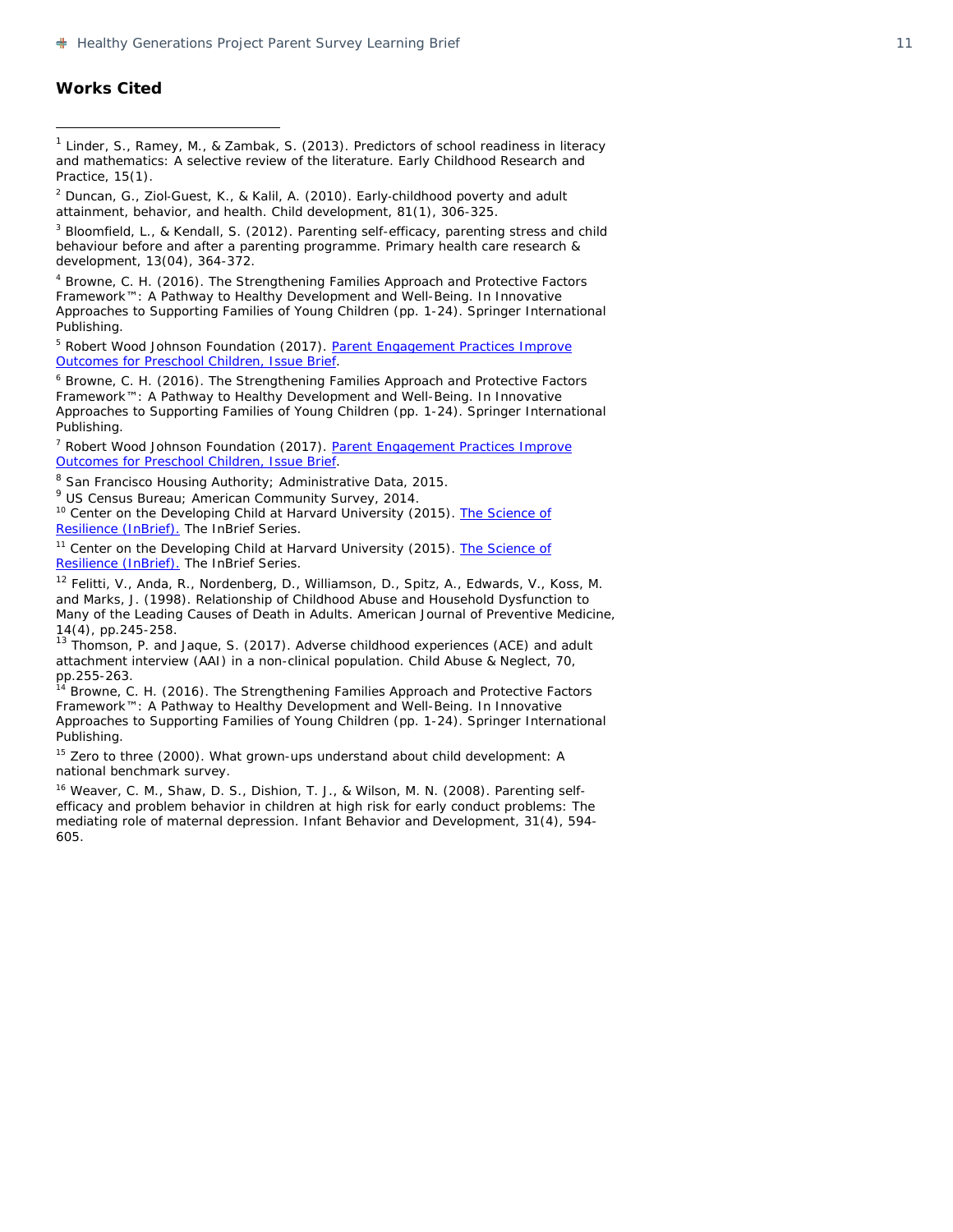## Works Cited

[1] Linder, S., Ramey, M., & Zambak, S. (2013). Predictors of school readiness in literacy and mathematics: A selective review of the literature. Early Childhood Research and Practice, 15(1).

[2] Duncan, G., Ziol-Guest, K., & Kalil, A. (2010). Early-childhood poverty and adult attainment, behavior, and health. Child development, 81(1), 306-325.

[3] Bloomfield, L., & Kendall, S. (2012). Parenting self-efficacy, parenting stress and child behaviour before and after a parenting programme. Primary health care research & development, 13(04), 364-372.

[4] Browne, C. H. (2016). The Strengthening Families Approach and Protective Factors Framework™: A Pathway to Healthy Development and Well-Being. In Innovative Approaches to Supporting Families of Young Children (pp. 1-24). Springer International Publishing.

[5] Robert Wood Johnson Foundation (2017). Parent Engagement Practices Improve Outcomes for Preschool Children, Issue Brief.

[6] Browne, C. H. (2016). The Strengthening Families Approach and Protective Factors Framework™: A Pathway to Healthy Development and Well-Being. In Innovative Approaches to Supporting Families of Young Children (pp. 1-24). Springer International Publishing.

[7] Robert Wood Johnson Foundation (2017). Parent Engagement Practices Improve Outcomes for Preschool Children, Issue Brief.

[8] San Francisco Housing Authority; Administrative Data, 2015.

[9] US Census Bureau; American Community Survey, 2014.

[10] Center on the Developing Child at Harvard University (2015). The Science of Resilience (InBrief). The InBrief Series.

[11] Center on the Developing Child at Harvard University (2015). The Science of Resilience (InBrief). The InBrief Series.

[12] Felitti, V., Anda, R., Nordenberg, D., Williamson, D., Spitz, A., Edwards, V., Koss, M. and Marks, J. (1998). Relationship of Childhood Abuse and Household Dysfunction to Many of the Leading Causes of Death in Adults. American Journal of Preventive Medicine, 14(4), pp.245-258.

[13] Thomson, P. and Jaque, S. (2017). Adverse childhood experiences (ACE) and adult attachment interview (AAI) in a non-clinical population. Child Abuse & Neglect, 70, pp.255-263.

[14] Browne, C. H. (2016). The Strengthening Families Approach and Protective Factors Framework™: A Pathway to Healthy Development and Well-Being. In Innovative Approaches to Supporting Families of Young Children (pp. 1-24). Springer International Publishing.

[15] Zero to three (2000). What grown-ups understand about child development: A national benchmark survey.

[16] Weaver, C. M., Shaw, D. S., Dishion, T. J., & Wilson, M. N. (2008). Parenting self-efficacy and problem behavior in children at high risk for early conduct problems: The mediating role of maternal depression. Infant Behavior and Development, 31(4), 594-605.